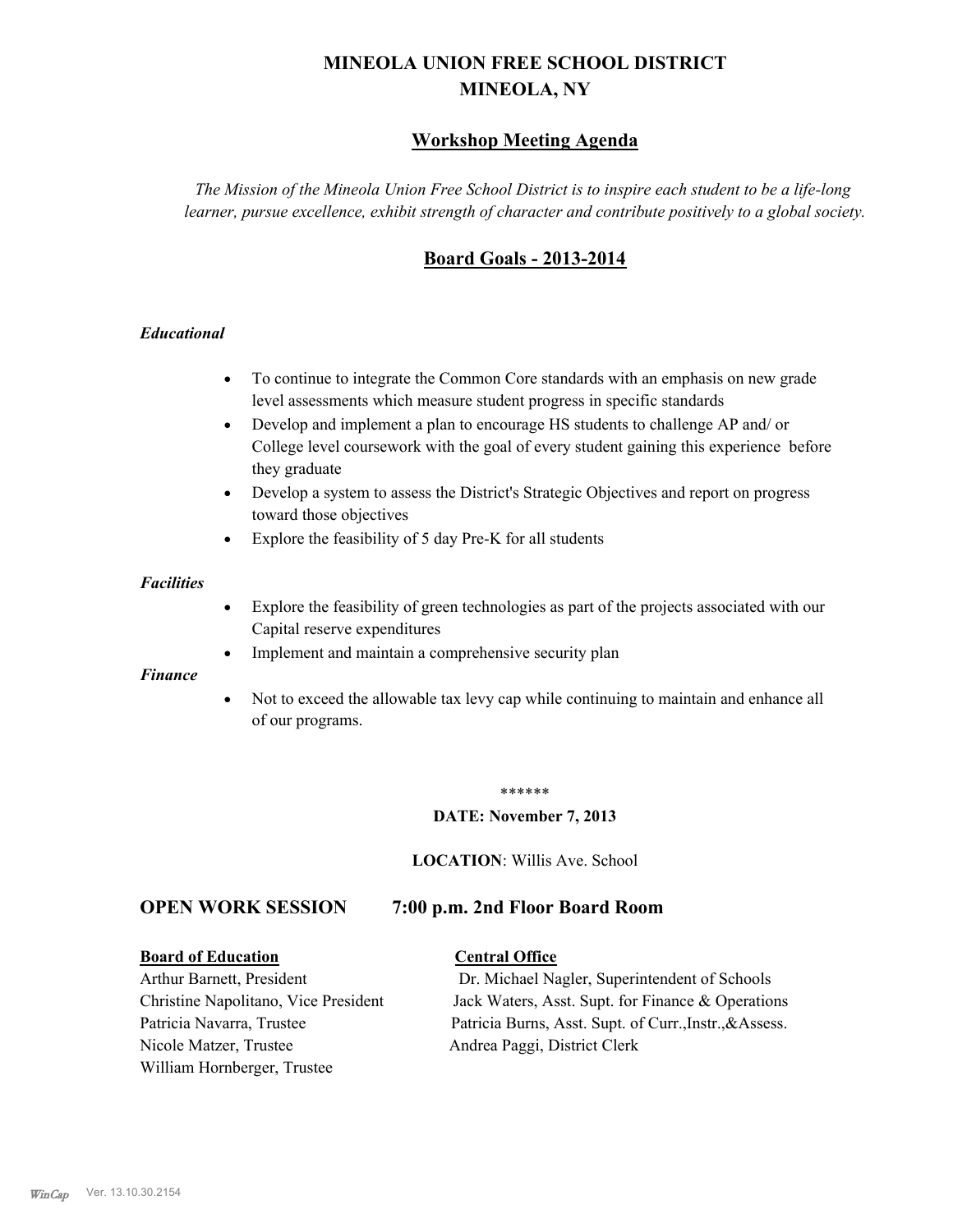# MINEOLA UNION FREE SCHOOL DISTRICT
# MINEOLA, NY

## Workshop Meeting Agenda

*The Mission of the Mineola Union Free School District is to inspire each student to be a life-long learner, pursue excellence, exhibit strength of character and contribute positively to a global society.*

## Board Goals - 2013-2014

### *Educational*

- To continue to integrate the Common Core standards with an emphasis on new grade level assessments which measure student progress in specific standards
- Develop and implement a plan to encourage HS students to challenge AP and/ or College level coursework with the goal of every student gaining this experience before they graduate
- Develop a system to assess the District's Strategic Objectives and report on progress toward those objectives
- Explore the feasibility of 5 day Pre-K for all students

### *Facilities*

- Explore the feasibility of green technologies as part of the projects associated with our Capital reserve expenditures
- Implement and maintain a comprehensive security plan

### *Finance*

- Not to exceed the allowable tax levy cap while continuing to maintain and enhance all of our programs.

******

**DATE: November 7, 2013**

**LOCATION**: Willis Ave. School

## OPEN WORK SESSION 7:00 p.m. 2nd Floor Board Room

| **Board of Education** | **Central Office** |
|---|---|
| Arthur Barnett, President | Dr. Michael Nagler, Superintendent of Schools |
| Christine Napolitano, Vice President | Jack Waters, Asst. Supt. for Finance & Operations |
| Patricia Navarra, Trustee | Patricia Burns, Asst. Supt. of Curr.,Instr.,&Assess. |
| Nicole Matzer, Trustee | Andrea Paggi, District Clerk |
| William Hornberger, Trustee | |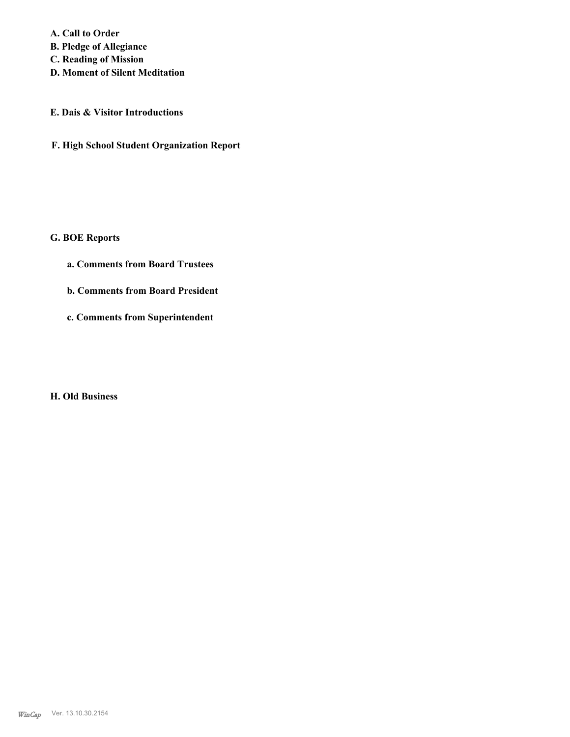**A. Call to Order**
**B. Pledge of Allegiance**
**C. Reading of Mission**
**D. Moment of Silent Meditation**

**E. Dais & Visitor Introductions**

**F. High School Student Organization Report**

**G. BOE Reports**

**a. Comments from Board Trustees**

**b. Comments from Board President**

**c. Comments from Superintendent**

**H. Old Business**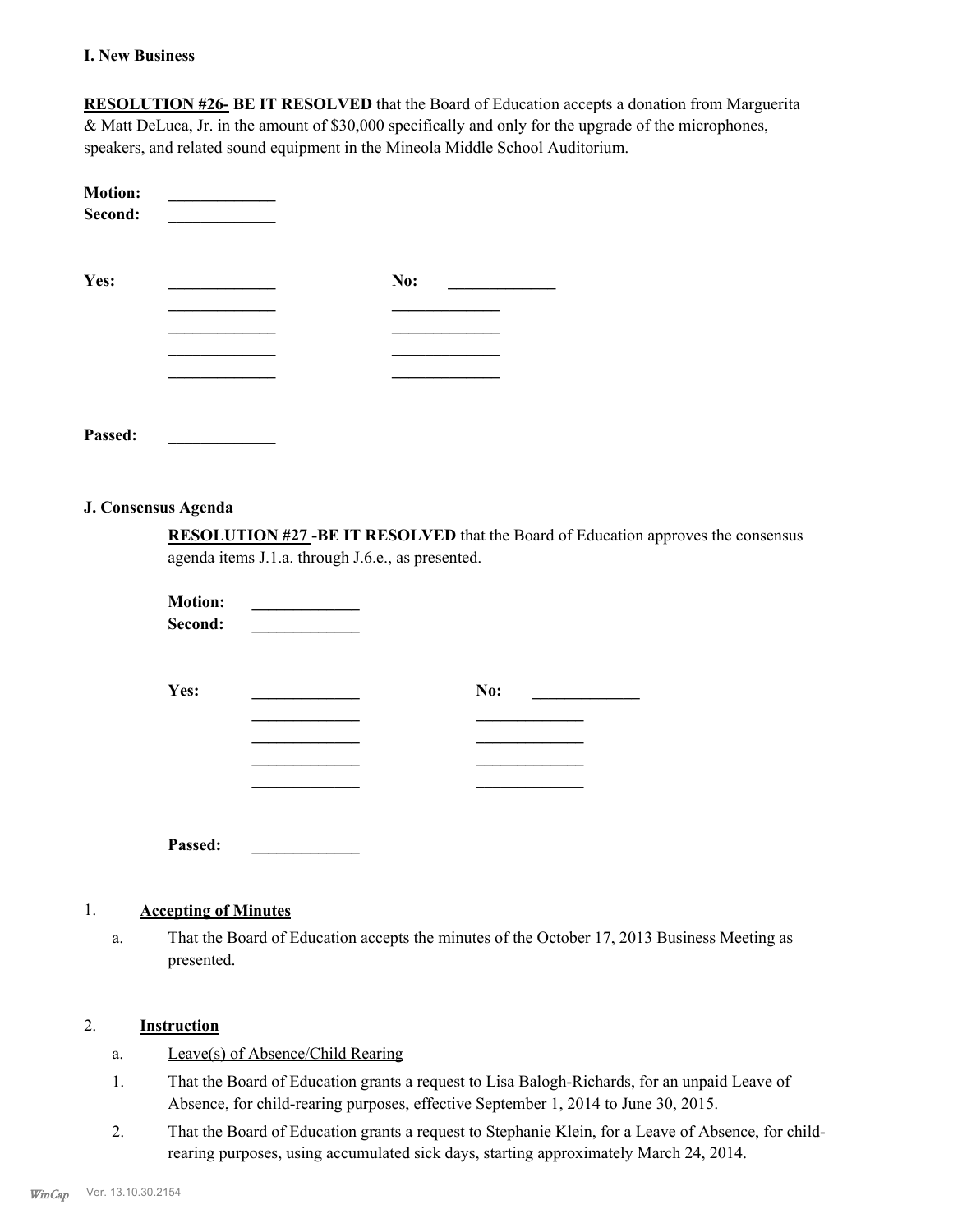### I. New Business

**RESOLUTION #26- BE IT RESOLVED** that the Board of Education accepts a donation from Marguerita & Matt DeLuca, Jr. in the amount of $30,000 specifically and only for the upgrade of the microphones, speakers, and related sound equipment in the Mineola Middle School Auditorium.

**Motion:** _____________
**Second:** _____________

| **Yes:** | _____________ | **No:** | _____________ |
|---|---|---|---|
| | _____________ | | _____________ |
| | _____________ | | _____________ |
| | _____________ | | _____________ |
| | _____________ | | _____________ |

**Passed:** _____________

### J. Consensus Agenda

**RESOLUTION #27 -BE IT RESOLVED** that the Board of Education approves the consensus agenda items J.1.a. through J.6.e., as presented.

**Motion:** _____________
**Second:** _____________

| **Yes:** | _____________ | **No:** | _____________ |
|---|---|---|---|
| | _____________ | | _____________ |
| | _____________ | | _____________ |
| | _____________ | | _____________ |
| | _____________ | | _____________ |

**Passed:** _____________

1. **Accepting of Minutes**
   - a. That the Board of Education accepts the minutes of the October 17, 2013 Business Meeting as presented.

2. **Instruction**
   - a. Leave(s) of Absence/Child Rearing
     1. That the Board of Education grants a request to Lisa Balogh-Richards, for an unpaid Leave of Absence, for child-rearing purposes, effective September 1, 2014 to June 30, 2015.
     2. That the Board of Education grants a request to Stephanie Klein, for a Leave of Absence, for child-rearing purposes, using accumulated sick days, starting approximately March 24, 2014.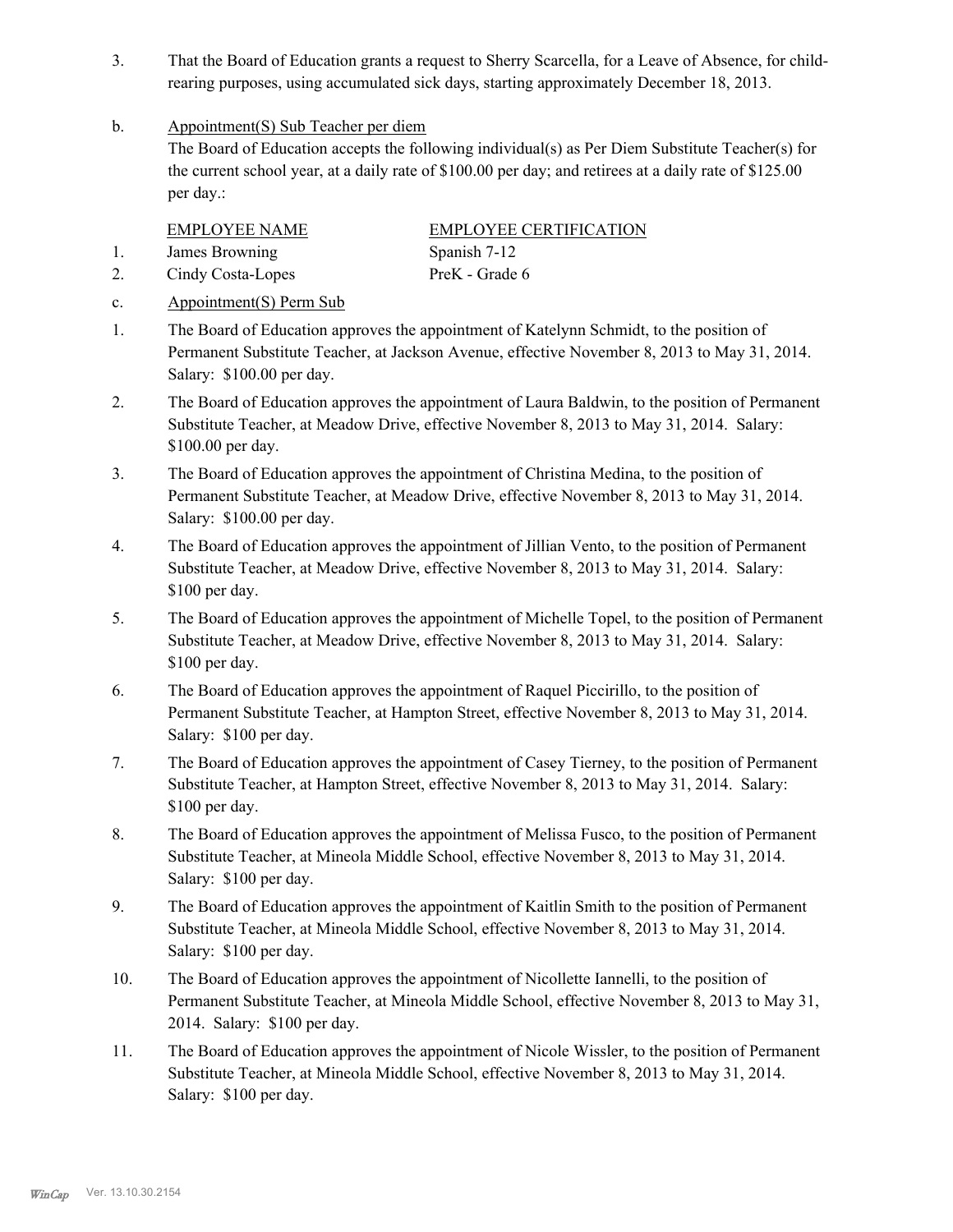3. That the Board of Education grants a request to Sherry Scarcella, for a Leave of Absence, for child-rearing purposes, using accumulated sick days, starting approximately December 18, 2013.

b. Appointment(S) Sub Teacher per diem

The Board of Education accepts the following individual(s) as Per Diem Substitute Teacher(s) for the current school year, at a daily rate of $100.00 per day; and retirees at a daily rate of $125.00 per day.:

| | EMPLOYEE NAME | EMPLOYEE CERTIFICATION |
|---|---|---|
| 1. | James Browning | Spanish 7-12 |
| 2. | Cindy Costa-Lopes | PreK - Grade 6 |

c. Appointment(S) Perm Sub

1. The Board of Education approves the appointment of Katelynn Schmidt, to the position of Permanent Substitute Teacher, at Jackson Avenue, effective November 8, 2013 to May 31, 2014. Salary: $100.00 per day.
2. The Board of Education approves the appointment of Laura Baldwin, to the position of Permanent Substitute Teacher, at Meadow Drive, effective November 8, 2013 to May 31, 2014. Salary: $100.00 per day.
3. The Board of Education approves the appointment of Christina Medina, to the position of Permanent Substitute Teacher, at Meadow Drive, effective November 8, 2013 to May 31, 2014. Salary: $100.00 per day.
4. The Board of Education approves the appointment of Jillian Vento, to the position of Permanent Substitute Teacher, at Meadow Drive, effective November 8, 2013 to May 31, 2014. Salary: $100 per day.
5. The Board of Education approves the appointment of Michelle Topel, to the position of Permanent Substitute Teacher, at Meadow Drive, effective November 8, 2013 to May 31, 2014. Salary: $100 per day.
6. The Board of Education approves the appointment of Raquel Piccirillo, to the position of Permanent Substitute Teacher, at Hampton Street, effective November 8, 2013 to May 31, 2014. Salary: $100 per day.
7. The Board of Education approves the appointment of Casey Tierney, to the position of Permanent Substitute Teacher, at Hampton Street, effective November 8, 2013 to May 31, 2014. Salary: $100 per day.
8. The Board of Education approves the appointment of Melissa Fusco, to the position of Permanent Substitute Teacher, at Mineola Middle School, effective November 8, 2013 to May 31, 2014. Salary: $100 per day.
9. The Board of Education approves the appointment of Kaitlin Smith to the position of Permanent Substitute Teacher, at Mineola Middle School, effective November 8, 2013 to May 31, 2014. Salary: $100 per day.
10. The Board of Education approves the appointment of Nicollette Iannelli, to the position of Permanent Substitute Teacher, at Mineola Middle School, effective November 8, 2013 to May 31, 2014. Salary: $100 per day.
11. The Board of Education approves the appointment of Nicole Wissler, to the position of Permanent Substitute Teacher, at Mineola Middle School, effective November 8, 2013 to May 31, 2014. Salary: $100 per day.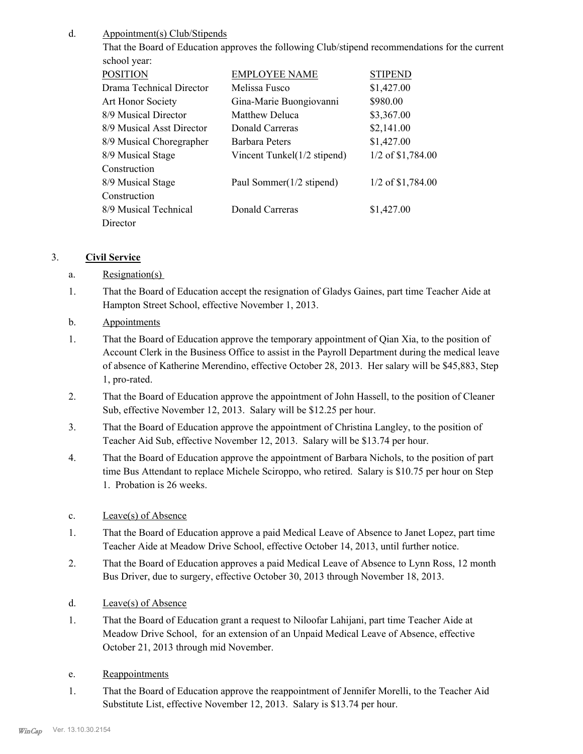d. Appointment(s) Club/Stipends

That the Board of Education approves the following Club/stipend recommendations for the current school year:

| POSITION | EMPLOYEE NAME | STIPEND |
|---|---|---|
| Drama Technical Director | Melissa Fusco | $1,427.00 |
| Art Honor Society | Gina-Marie Buongiovanni | $980.00 |
| 8/9 Musical Director | Matthew Deluca | $3,367.00 |
| 8/9 Musical Asst Director | Donald Carreras | $2,141.00 |
| 8/9 Musical Choregrapher | Barbara Peters | $1,427.00 |
| 8/9 Musical Stage Construction | Vincent Tunkel(1/2 stipend) | 1/2 of $1,784.00 |
| 8/9 Musical Stage Construction | Paul Sommer(1/2 stipend) | 1/2 of $1,784.00 |
| 8/9 Musical Technical Director | Donald Carreras | $1,427.00 |

3. **Civil Service**

a. Resignation(s)

1. That the Board of Education accept the resignation of Gladys Gaines, part time Teacher Aide at Hampton Street School, effective November 1, 2013.

b. Appointments

1. That the Board of Education approve the temporary appointment of Qian Xia, to the position of Account Clerk in the Business Office to assist in the Payroll Department during the medical leave of absence of Katherine Merendino, effective October 28, 2013. Her salary will be $45,883, Step 1, pro-rated.
2. That the Board of Education approve the appointment of John Hassell, to the position of Cleaner Sub, effective November 12, 2013. Salary will be $12.25 per hour.
3. That the Board of Education approve the appointment of Christina Langley, to the position of Teacher Aid Sub, effective November 12, 2013. Salary will be $13.74 per hour.
4. That the Board of Education approve the appointment of Barbara Nichols, to the position of part time Bus Attendant to replace Michele Sciroppo, who retired. Salary is $10.75 per hour on Step 1. Probation is 26 weeks.

c. Leave(s) of Absence

1. That the Board of Education approve a paid Medical Leave of Absence to Janet Lopez, part time Teacher Aide at Meadow Drive School, effective October 14, 2013, until further notice.
2. That the Board of Education approves a paid Medical Leave of Absence to Lynn Ross, 12 month Bus Driver, due to surgery, effective October 30, 2013 through November 18, 2013.

d. Leave(s) of Absence

1. That the Board of Education grant a request to Niloofar Lahijani, part time Teacher Aide at Meadow Drive School, for an extension of an Unpaid Medical Leave of Absence, effective October 21, 2013 through mid November.

e. Reappointments

1. That the Board of Education approve the reappointment of Jennifer Morelli, to the Teacher Aid Substitute List, effective November 12, 2013. Salary is $13.74 per hour.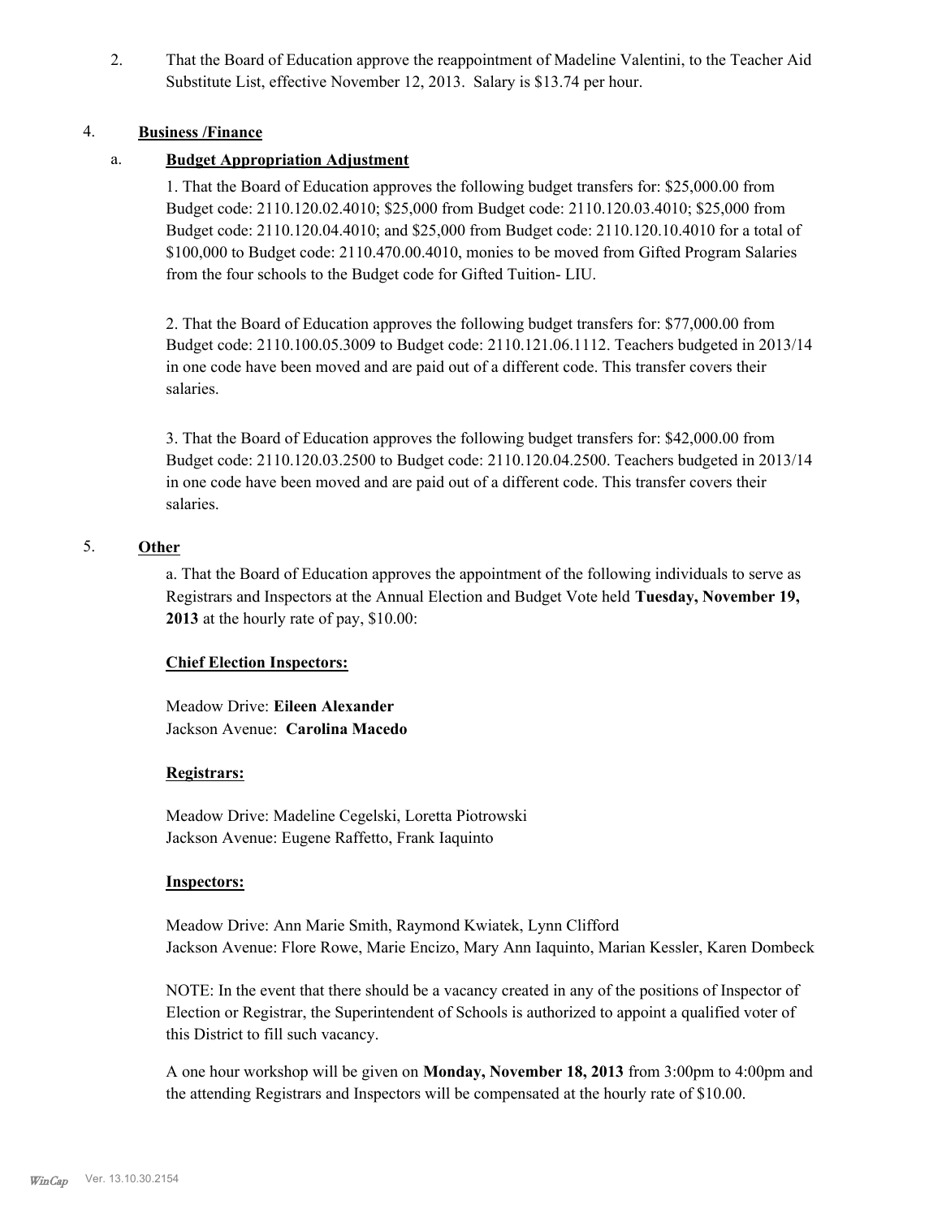2. That the Board of Education approve the reappointment of Madeline Valentini, to the Teacher Aid Substitute List, effective November 12, 2013. Salary is $13.74 per hour.

4. **Business /Finance**

   a. **Budget Appropriation Adjustment**

   1. That the Board of Education approves the following budget transfers for: $25,000.00 from Budget code: 2110.120.02.4010; $25,000 from Budget code: 2110.120.03.4010; $25,000 from Budget code: 2110.120.04.4010; and $25,000 from Budget code: 2110.120.10.4010 for a total of $100,000 to Budget code: 2110.470.00.4010, monies to be moved from Gifted Program Salaries from the four schools to the Budget code for Gifted Tuition- LIU.

   2. That the Board of Education approves the following budget transfers for: $77,000.00 from Budget code: 2110.100.05.3009 to Budget code: 2110.121.06.1112. Teachers budgeted in 2013/14 in one code have been moved and are paid out of a different code. This transfer covers their salaries.

   3. That the Board of Education approves the following budget transfers for: $42,000.00 from Budget code: 2110.120.03.2500 to Budget code: 2110.120.04.2500. Teachers budgeted in 2013/14 in one code have been moved and are paid out of a different code. This transfer covers their salaries.

5. **Other**

   a. That the Board of Education approves the appointment of the following individuals to serve as Registrars and Inspectors at the Annual Election and Budget Vote held **Tuesday, November 19, 2013** at the hourly rate of pay, $10.00:

   **Chief Election Inspectors:**

   Meadow Drive: **Eileen Alexander**
   Jackson Avenue: **Carolina Macedo**

   **Registrars:**

   Meadow Drive: Madeline Cegelski, Loretta Piotrowski
   Jackson Avenue: Eugene Raffetto, Frank Iaquinto

   **Inspectors:**

   Meadow Drive: Ann Marie Smith, Raymond Kwiatek, Lynn Clifford
   Jackson Avenue: Flore Rowe, Marie Encizo, Mary Ann Iaquinto, Marian Kessler, Karen Dombeck

   NOTE: In the event that there should be a vacancy created in any of the positions of Inspector of Election or Registrar, the Superintendent of Schools is authorized to appoint a qualified voter of this District to fill such vacancy.

   A one hour workshop will be given on **Monday, November 18, 2013** from 3:00pm to 4:00pm and the attending Registrars and Inspectors will be compensated at the hourly rate of $10.00.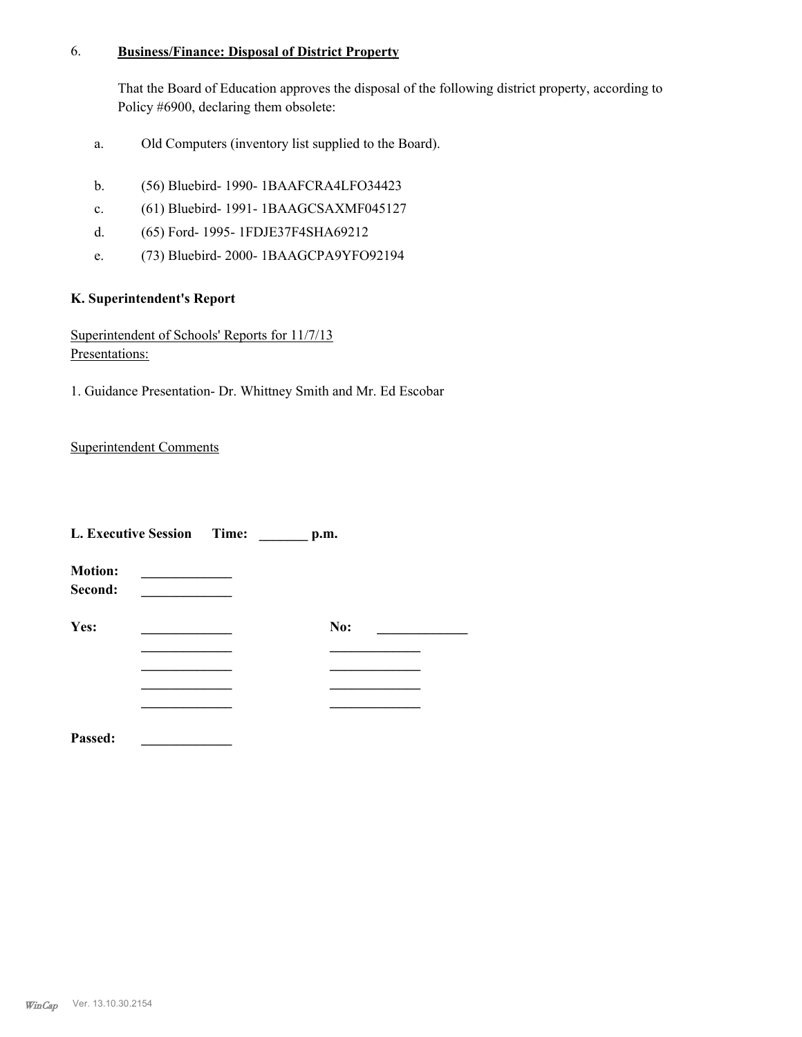6. **Business/Finance: Disposal of District Property**

That the Board of Education approves the disposal of the following district property, according to Policy #6900, declaring them obsolete:

a. Old Computers (inventory list supplied to the Board).

b. (56) Bluebird- 1990- 1BAAFCRA4LFO34423

c. (61) Bluebird- 1991- 1BAAGCSAXMF045127

d. (65) Ford- 1995- 1FDJE37F4SHA69212

e. (73) Bluebird- 2000- 1BAAGCPA9YFO92194

**K. Superintendent's Report**

Superintendent of Schools' Reports for 11/7/13
Presentations:

1. Guidance Presentation- Dr. Whittney Smith and Mr. Ed Escobar

Superintendent Comments

**L. Executive Session Time: _______ p.m.**

**Motion:** _____________
**Second:** _____________

**Yes:** _____________ **No:** _____________

_____________ _____________

_____________ _____________

_____________ _____________

_____________ _____________

**Passed:** _____________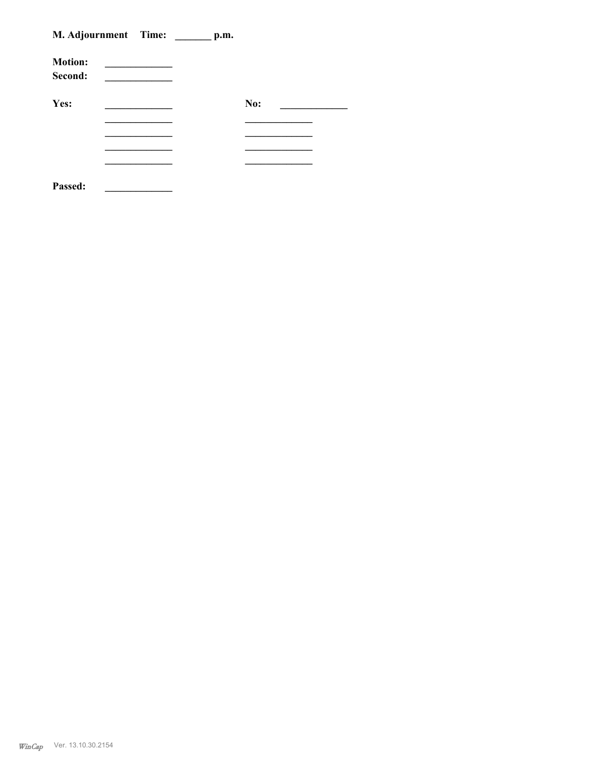**M. Adjournment Time: _______ p.m.**

**Motion:** _____________
**Second:** _____________

| | | | |
|---|---|---|---|
| **Yes:** | _____________ | **No:** | _____________ |
| | _____________ | | _____________ |
| | _____________ | | _____________ |
| | _____________ | | _____________ |
| | _____________ | | _____________ |

**Passed:** _____________

*WinCap* Ver. 13.10.30.2154